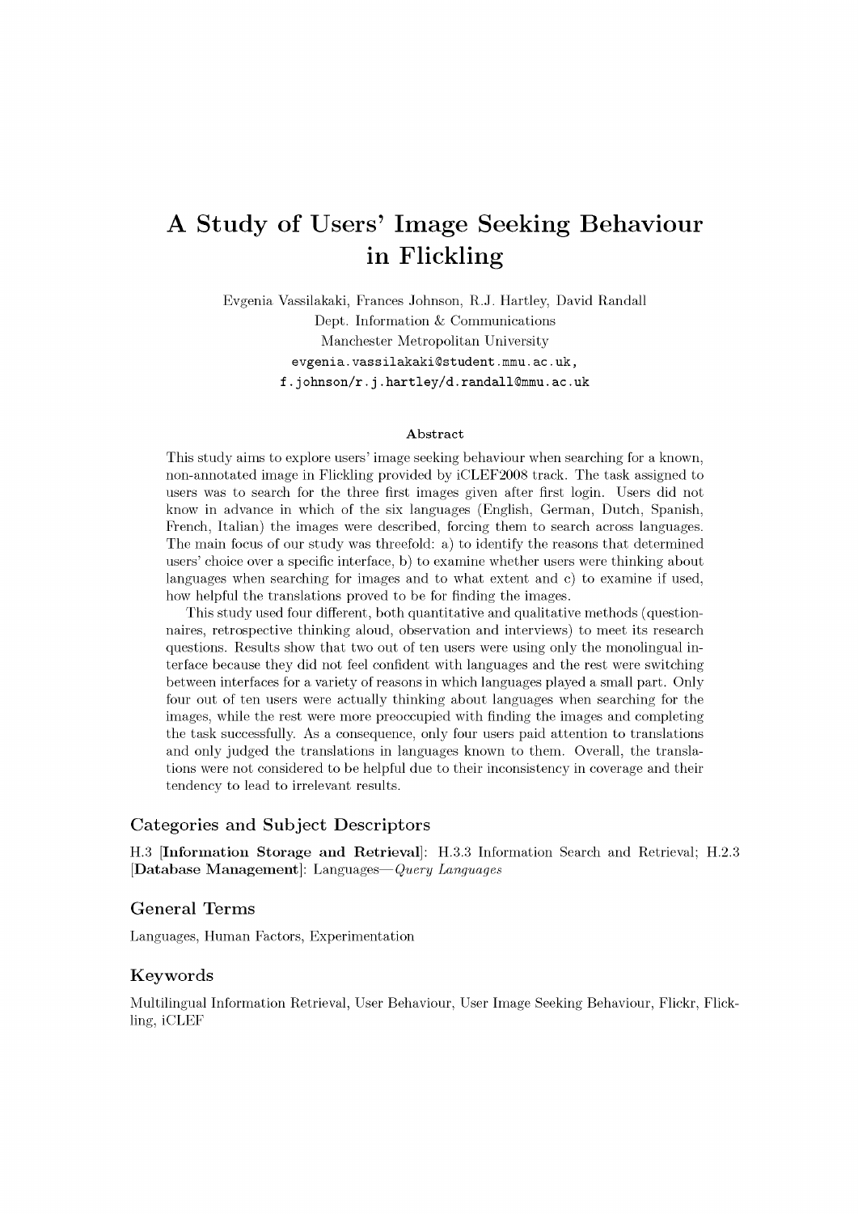# A Study of Users' Image Seeking Behaviour in Flickling

Evgenia Vassilakaki, Frances Johnson, R.J. Hartley, David Randall
Dept. Information & Communications
Manchester Metropolitan University
evgenia.vassilakaki@student.mmu.ac.uk,
f.johnson/r.j.hartley/d.randall@mmu.ac.uk

### Abstract

This study aims to explore users' image seeking behaviour when searching for a known, non-annotated image in Flickling provided by iCLEF2008 track. The task assigned to users was to search for the three first images given after first login. Users did not know in advance in which of the six languages (English, German, Dutch, Spanish, French, Italian) the images were described, forcing them to search across languages. The main focus of our study was threefold: a) to identify the reasons that determined users' choice over a specific interface, b) to examine whether users were thinking about languages when searching for images and to what extent and c) to examine if used, how helpful the translations proved to be for finding the images.

This study used four different, both quantitative and qualitative methods (questionnaires, retrospective thinking aloud, observation and interviews) to meet its research questions. Results show that two out of ten users were using only the monolingual interface because they did not feel confident with languages and the rest were switching between interfaces for a variety of reasons in which languages played a small part. Only four out of ten users were actually thinking about languages when searching for the images, while the rest were more preoccupied with finding the images and completing the task successfully. As a consequence, only four users paid attention to translations and only judged the translations in languages known to them. Overall, the translations were not considered to be helpful due to their inconsistency in coverage and their tendency to lead to irrelevant results.

## Categories and Subject Descriptors

H.3 [**Information Storage and Retrieval**]: H.3.3 Information Search and Retrieval; H.2.3 [**Database Management**]: Languages—*Query Languages*

## General Terms

Languages, Human Factors, Experimentation

## Keywords

Multilingual Information Retrieval, User Behaviour, User Image Seeking Behaviour, Flickr, Flickling, iCLEF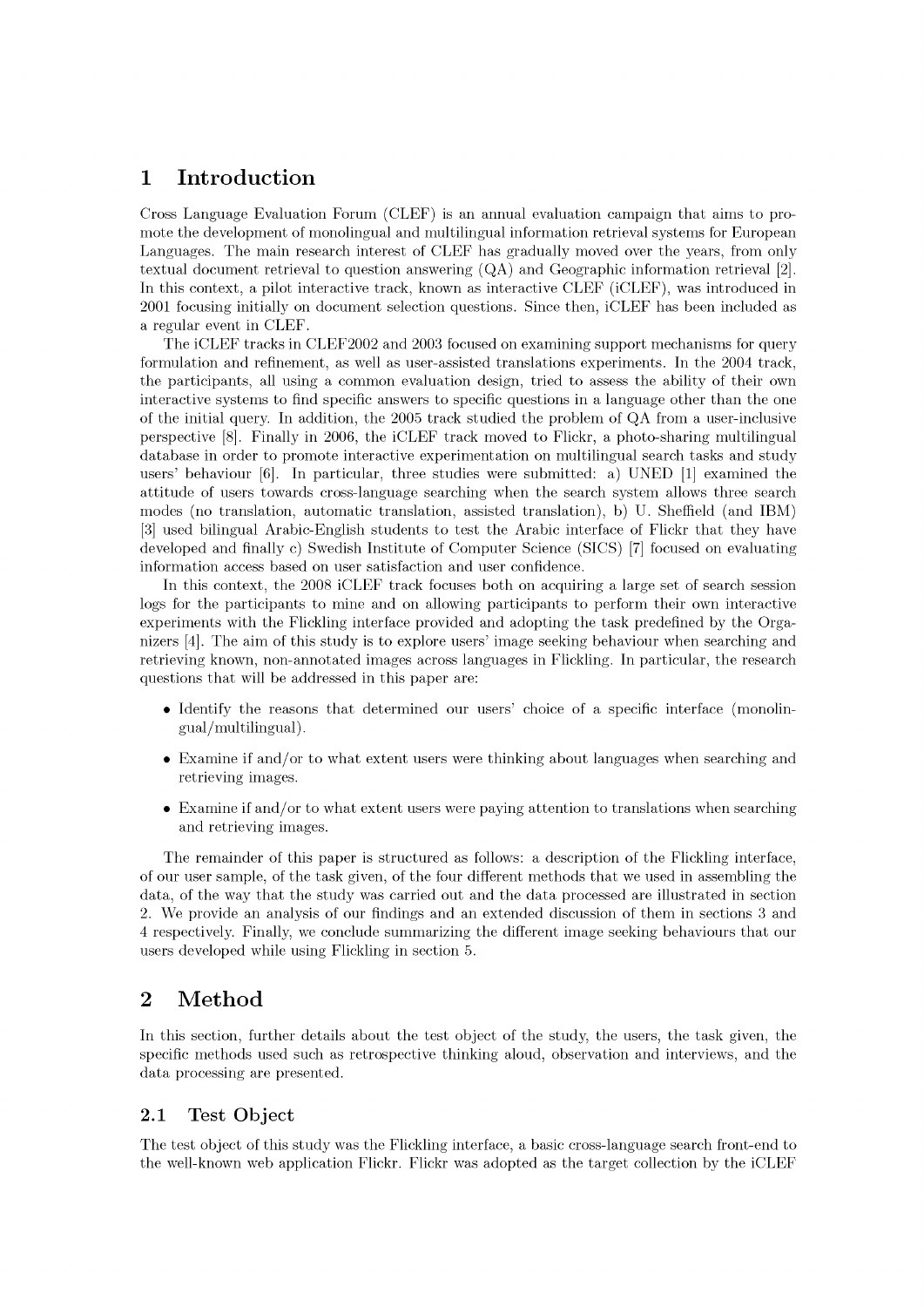# 1 Introduction

Cross Language Evaluation Forum (CLEF) is an annual evaluation campaign that aims to promote the development of monolingual and multilingual information retrieval systems for European Languages. The main research interest of CLEF has gradually moved over the years, from only textual document retrieval to question answering (QA) and Geographic information retrieval [2]. In this context, a pilot interactive track, known as interactive CLEF (iCLEF), was introduced in 2001 focusing initially on document selection questions. Since then, iCLEF has been included as a regular event in CLEF.

The iCLEF tracks in CLEF2002 and 2003 focused on examining support mechanisms for query formulation and refinement, as well as user-assisted translations experiments. In the 2004 track, the participants, all using a common evaluation design, tried to assess the ability of their own interactive systems to find specific answers to specific questions in a language other than the one of the initial query. In addition, the 2005 track studied the problem of QA from a user-inclusive perspective [8]. Finally in 2006, the iCLEF track moved to Flickr, a photo-sharing multilingual database in order to promote interactive experimentation on multilingual search tasks and study users' behaviour [6]. In particular, three studies were submitted: a) UNED [1] examined the attitude of users towards cross-language searching when the search system allows three search modes (no translation, automatic translation, assisted translation), b) U. Sheffield (and IBM) [3] used bilingual Arabic-English students to test the Arabic interface of Flickr that they have developed and finally c) Swedish Institute of Computer Science (SICS) [7] focused on evaluating information access based on user satisfaction and user confidence.

In this context, the 2008 iCLEF track focuses both on acquiring a large set of search session logs for the participants to mine and on allowing participants to perform their own interactive experiments with the Flickling interface provided and adopting the task predefined by the Organizers [4]. The aim of this study is to explore users' image seeking behaviour when searching and retrieving known, non-annotated images across languages in Flickling. In particular, the research questions that will be addressed in this paper are:

- Identify the reasons that determined our users' choice of a specific interface (monolingual/multilingual).
- Examine if and/or to what extent users were thinking about languages when searching and retrieving images.
- Examine if and/or to what extent users were paying attention to translations when searching and retrieving images.

The remainder of this paper is structured as follows: a description of the Flickling interface, of our user sample, of the task given, of the four different methods that we used in assembling the data, of the way that the study was carried out and the data processed are illustrated in section 2. We provide an analysis of our findings and an extended discussion of them in sections 3 and 4 respectively. Finally, we conclude summarizing the different image seeking behaviours that our users developed while using Flickling in section 5.

# 2 Method

In this section, further details about the test object of the study, the users, the task given, the specific methods used such as retrospective thinking aloud, observation and interviews, and the data processing are presented.

## 2.1 Test Object

The test object of this study was the Flickling interface, a basic cross-language search front-end to the well-known web application Flickr. Flickr was adopted as the target collection by the iCLEF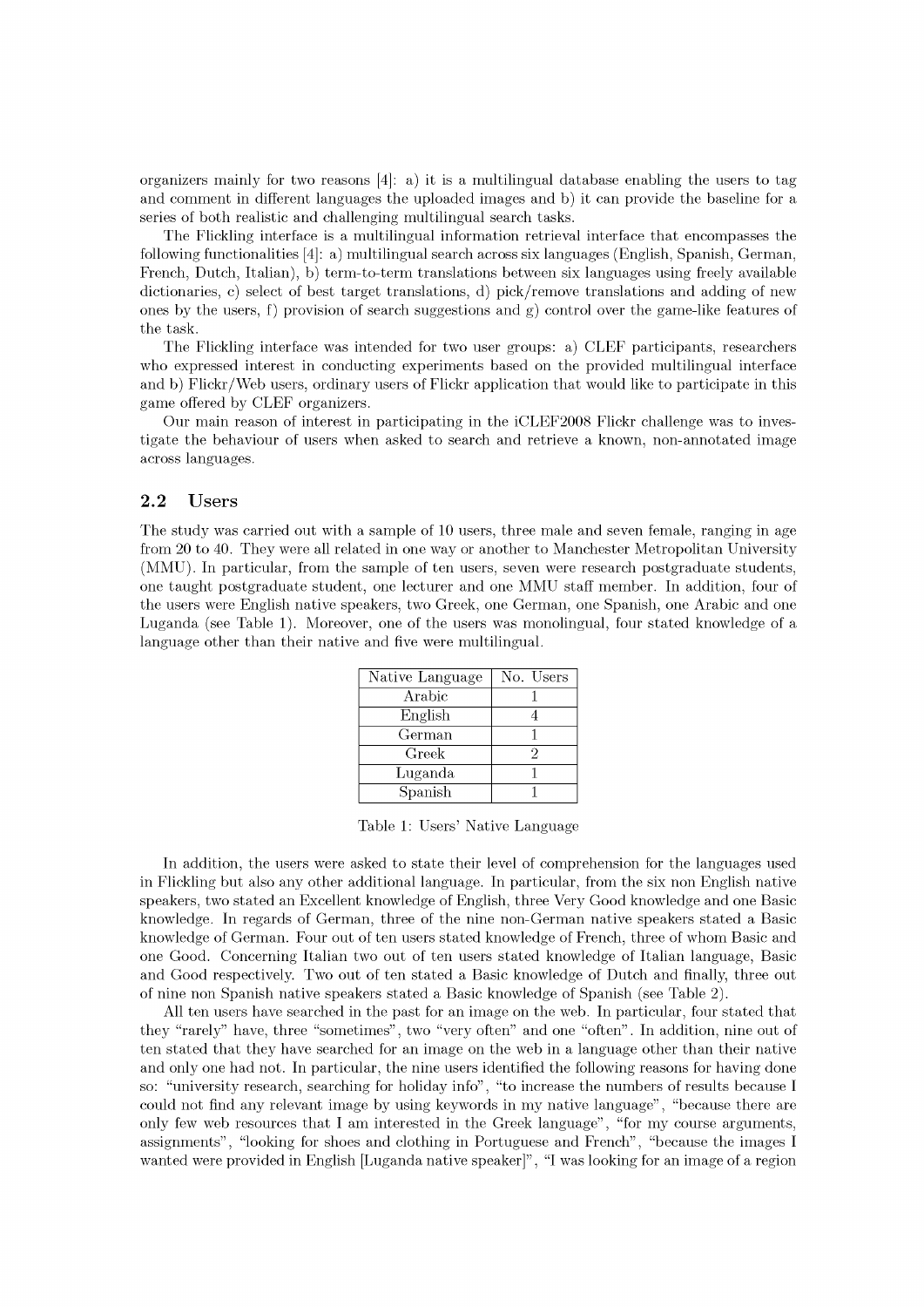organizers mainly for two reasons [4]: a) it is a multilingual database enabling the users to tag and comment in different languages the uploaded images and b) it can provide the baseline for a series of both realistic and challenging multilingual search tasks.

The Flickling interface is a multilingual information retrieval interface that encompasses the following functionalities [4]: a) multilingual search across six languages (English, Spanish, German, French, Dutch, Italian), b) term-to-term translations between six languages using freely available dictionaries, c) select of best target translations, d) pick/remove translations and adding of new ones by the users, f) provision of search suggestions and g) control over the game-like features of the task.

The Flickling interface was intended for two user groups: a) CLEF participants, researchers who expressed interest in conducting experiments based on the provided multilingual interface and b) Flickr/Web users, ordinary users of Flickr application that would like to participate in this game offered by CLEF organizers.

Our main reason of interest in participating in the iCLEF2008 Flickr challenge was to investigate the behaviour of users when asked to search and retrieve a known, non-annotated image across languages.

## 2.2 Users

The study was carried out with a sample of 10 users, three male and seven female, ranging in age from 20 to 40. They were all related in one way or another to Manchester Metropolitan University (MMU). In particular, from the sample of ten users, seven were research postgraduate students, one taught postgraduate student, one lecturer and one MMU staff member. In addition, four of the users were English native speakers, two Greek, one German, one Spanish, one Arabic and one Luganda (see Table 1). Moreover, one of the users was monolingual, four stated knowledge of a language other than their native and five were multilingual.

| Native Language | No. Users |
|---|---|
| Arabic | 1 |
| English | 4 |
| German | 1 |
| Greek | 2 |
| Luganda | 1 |
| Spanish | 1 |

Table 1: Users' Native Language

In addition, the users were asked to state their level of comprehension for the languages used in Flickling but also any other additional language. In particular, from the six non English native speakers, two stated an Excellent knowledge of English, three Very Good knowledge and one Basic knowledge. In regards of German, three of the nine non-German native speakers stated a Basic knowledge of German. Four out of ten users stated knowledge of French, three of whom Basic and one Good. Concerning Italian two out of ten users stated knowledge of Italian language, Basic and Good respectively. Two out of ten stated a Basic knowledge of Dutch and finally, three out of nine non Spanish native speakers stated a Basic knowledge of Spanish (see Table 2).

All ten users have searched in the past for an image on the web. In particular, four stated that they "rarely" have, three "sometimes", two "very often" and one "often". In addition, nine out of ten stated that they have searched for an image on the web in a language other than their native and only one had not. In particular, the nine users identified the following reasons for having done so: "university research, searching for holiday info", "to increase the numbers of results because I could not find any relevant image by using keywords in my native language", "because there are only few web resources that I am interested in the Greek language", "for my course arguments, assignments", "looking for shoes and clothing in Portuguese and French", "because the images I wanted were provided in English [Luganda native speaker]", "I was looking for an image of a region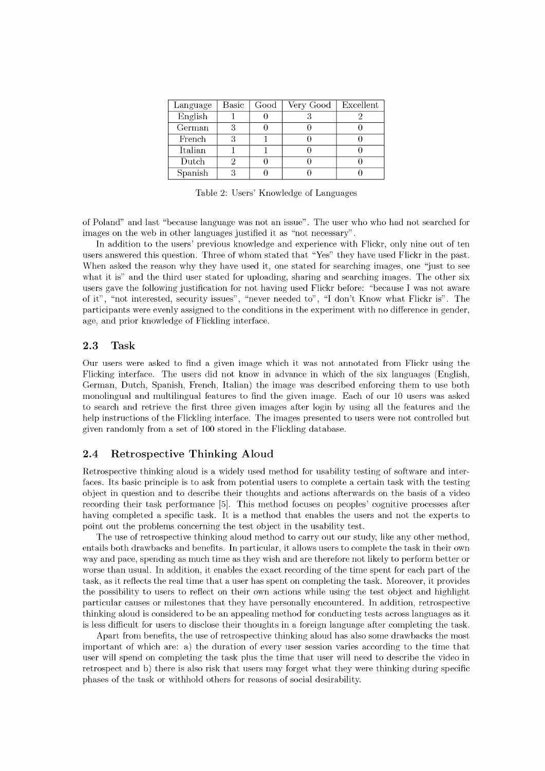| Language | Basic | Good | Very Good | Excellent |
| --- | --- | --- | --- | --- |
| English | 1 | 0 | 3 | 2 |
| German | 3 | 0 | 0 | 0 |
| French | 3 | 1 | 0 | 0 |
| Italian | 1 | 1 | 0 | 0 |
| Dutch | 2 | 0 | 0 | 0 |
| Spanish | 3 | 0 | 0 | 0 |

Table 2: Users' Knowledge of Languages

of Poland" and last "because language was not an issue". The user who who had not searched for images on the web in other languages justified it as "not necessary".

In addition to the users' previous knowledge and experience with Flickr, only nine out of ten users answered this question. Three of whom stated that "Yes" they have used Flickr in the past. When asked the reason why they have used it, one stated for searching images, one "just to see what it is" and the third user stated for uploading, sharing and searching images. The other six users gave the following justification for not having used Flickr before: "because I was not aware of it", "not interested, security issues", "never needed to", "I don't Know what Flickr is". The participants were evenly assigned to the conditions in the experiment with no difference in gender, age, and prior knowledge of Flickling interface.

## 2.3 Task

Our users were asked to find a given image which it was not annotated from Flickr using the Flicking interface. The users did not know in advance in which of the six languages (English, German, Dutch, Spanish, French, Italian) the image was described enforcing them to use both monolingual and multilingual features to find the given image. Each of our 10 users was asked to search and retrieve the first three given images after login by using all the features and the help instructions of the Flickling interface. The images presented to users were not controlled but given randomly from a set of 100 stored in the Flickling database.

## 2.4 Retrospective Thinking Aloud

Retrospective thinking aloud is a widely used method for usability testing of software and interfaces. Its basic principle is to ask from potential users to complete a certain task with the testing object in question and to describe their thoughts and actions afterwards on the basis of a video recording their task performance [5]. This method focuses on peoples' cognitive processes after having completed a specific task. It is a method that enables the users and not the experts to point out the problems concerning the test object in the usability test.

The use of retrospective thinking aloud method to carry out our study, like any other method, entails both drawbacks and benefits. In particular, it allows users to complete the task in their own way and pace, spending as much time as they wish and are therefore not likely to perform better or worse than usual. In addition, it enables the exact recording of the time spent for each part of the task, as it reflects the real time that a user has spent on completing the task. Moreover, it provides the possibility to users to reflect on their own actions while using the test object and highlight particular causes or milestones that they have personally encountered. In addition, retrospective thinking aloud is considered to be an appealing method for conducting tests across languages as it is less difficult for users to disclose their thoughts in a foreign language after completing the task.

Apart from benefits, the use of retrospective thinking aloud has also some drawbacks the most important of which are: a) the duration of every user session varies according to the time that user will spend on completing the task plus the time that user will need to describe the video in retrospect and b) there is also risk that users may forget what they were thinking during specific phases of the task or withhold others for reasons of social desirability.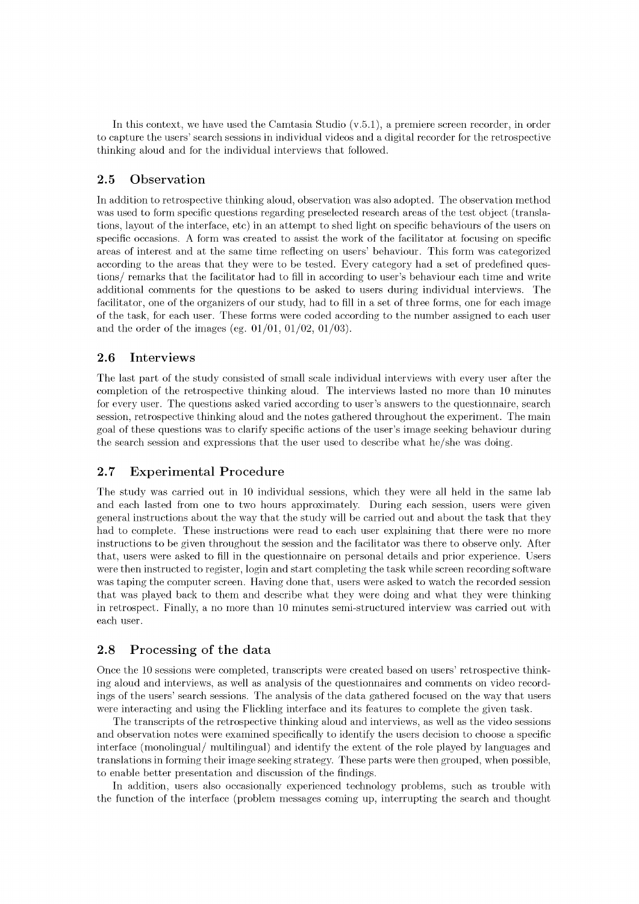In this context, we have used the Camtasia Studio (v.5.1), a premiere screen recorder, in order to capture the users' search sessions in individual videos and a digital recorder for the retrospective thinking aloud and for the individual interviews that followed.

### 2.5 Observation

In addition to retrospective thinking aloud, observation was also adopted. The observation method was used to form specific questions regarding preselected research areas of the test object (translations, layout of the interface, etc) in an attempt to shed light on specific behaviours of the users on specific occasions. A form was created to assist the work of the facilitator at focusing on specific areas of interest and at the same time reflecting on users' behaviour. This form was categorized according to the areas that they were to be tested. Every category had a set of predefined questions/ remarks that the facilitator had to fill in according to user's behaviour each time and write additional comments for the questions to be asked to users during individual interviews. The facilitator, one of the organizers of our study, had to fill in a set of three forms, one for each image of the task, for each user. These forms were coded according to the number assigned to each user and the order of the images (eg. 01/01, 01/02, 01/03).

### 2.6 Interviews

The last part of the study consisted of small scale individual interviews with every user after the completion of the retrospective thinking aloud. The interviews lasted no more than 10 minutes for every user. The questions asked varied according to user's answers to the questionnaire, search session, retrospective thinking aloud and the notes gathered throughout the experiment. The main goal of these questions was to clarify specific actions of the user's image seeking behaviour during the search session and expressions that the user used to describe what he/she was doing.

### 2.7 Experimental Procedure

The study was carried out in 10 individual sessions, which they were all held in the same lab and each lasted from one to two hours approximately. During each session, users were given general instructions about the way that the study will be carried out and about the task that they had to complete. These instructions were read to each user explaining that there were no more instructions to be given throughout the session and the facilitator was there to observe only. After that, users were asked to fill in the questionnaire on personal details and prior experience. Users were then instructed to register, login and start completing the task while screen recording software was taping the computer screen. Having done that, users were asked to watch the recorded session that was played back to them and describe what they were doing and what they were thinking in retrospect. Finally, a no more than 10 minutes semi-structured interview was carried out with each user.

### 2.8 Processing of the data

Once the 10 sessions were completed, transcripts were created based on users' retrospective thinking aloud and interviews, as well as analysis of the questionnaires and comments on video recordings of the users' search sessions. The analysis of the data gathered focused on the way that users were interacting and using the Flickling interface and its features to complete the given task.

The transcripts of the retrospective thinking aloud and interviews, as well as the video sessions and observation notes were examined specifically to identify the users decision to choose a specific interface (monolingual/ multilingual) and identify the extent of the role played by languages and translations in forming their image seeking strategy. These parts were then grouped, when possible, to enable better presentation and discussion of the findings.

In addition, users also occasionally experienced technology problems, such as trouble with the function of the interface (problem messages coming up, interrupting the search and thought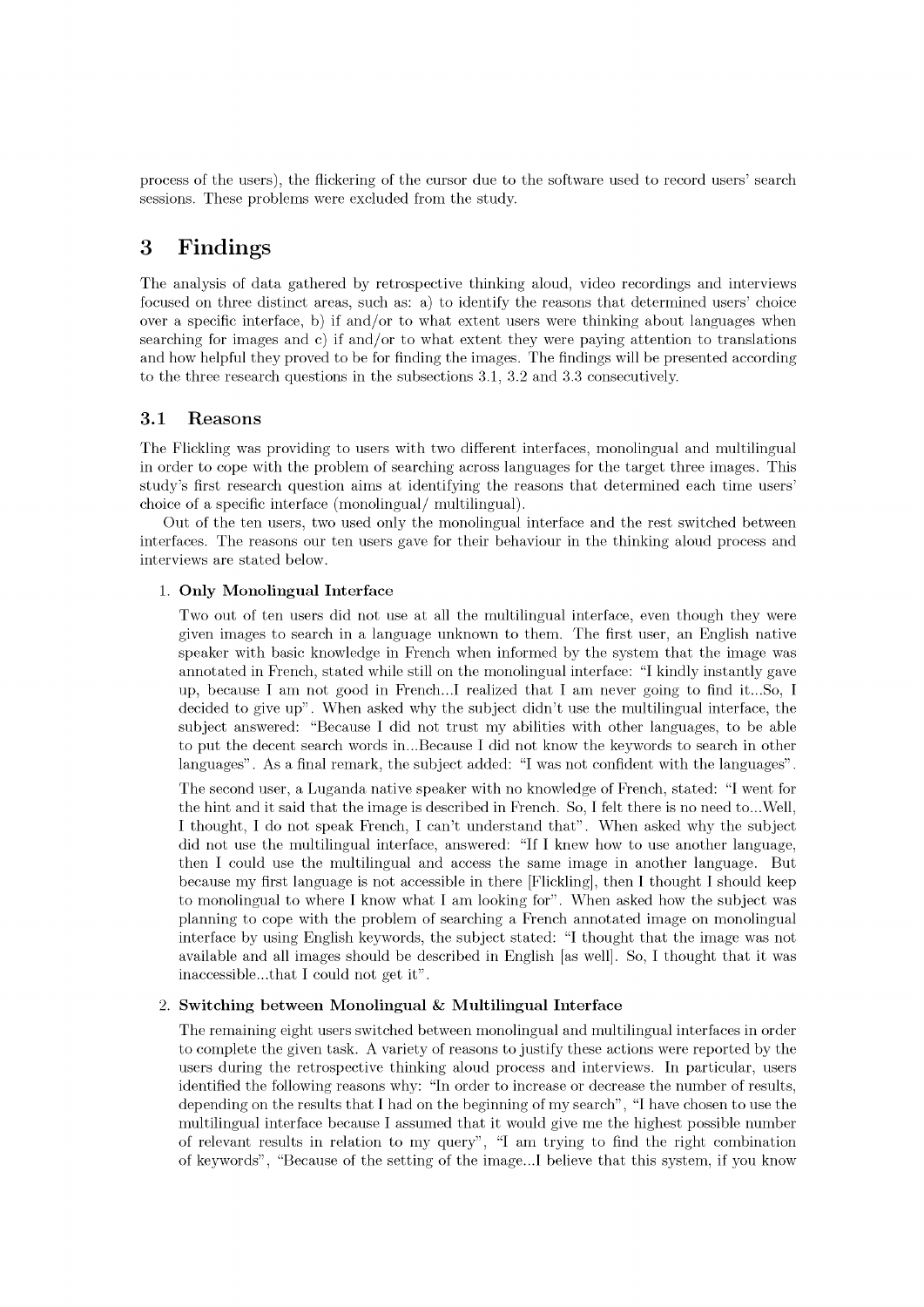process of the users), the flickering of the cursor due to the software used to record users' search sessions. These problems were excluded from the study.

# 3 Findings

The analysis of data gathered by retrospective thinking aloud, video recordings and interviews focused on three distinct areas, such as: a) to identify the reasons that determined users' choice over a specific interface, b) if and/or to what extent users were thinking about languages when searching for images and c) if and/or to what extent they were paying attention to translations and how helpful they proved to be for finding the images. The findings will be presented according to the three research questions in the subsections 3.1, 3.2 and 3.3 consecutively.

## 3.1 Reasons

The Flickling was providing to users with two different interfaces, monolingual and multilingual in order to cope with the problem of searching across languages for the target three images. This study's first research question aims at identifying the reasons that determined each time users' choice of a specific interface (monolingual/ multilingual).

Out of the ten users, two used only the monolingual interface and the rest switched between interfaces. The reasons our ten users gave for their behaviour in the thinking aloud process and interviews are stated below.

1. **Only Monolingual Interface**

   Two out of ten users did not use at all the multilingual interface, even though they were given images to search in a language unknown to them. The first user, an English native speaker with basic knowledge in French when informed by the system that the image was annotated in French, stated while still on the monolingual interface: "I kindly instantly gave up, because I am not good in French...I realized that I am never going to find it...So, I decided to give up". When asked why the subject didn't use the multilingual interface, the subject answered: "Because I did not trust my abilities with other languages, to be able to put the decent search words in...Because I did not know the keywords to search in other languages". As a final remark, the subject added: "I was not confident with the languages".

   The second user, a Luganda native speaker with no knowledge of French, stated: "I went for the hint and it said that the image is described in French. So, I felt there is no need to...Well, I thought, I do not speak French, I can't understand that". When asked why the subject did not use the multilingual interface, answered: "If I knew how to use another language, then I could use the multilingual and access the same image in another language. But because my first language is not accessible in there [Flickling], then I thought I should keep to monolingual to where I know what I am looking for". When asked how the subject was planning to cope with the problem of searching a French annotated image on monolingual interface by using English keywords, the subject stated: "I thought that the image was not available and all images should be described in English [as well]. So, I thought that it was inaccessible...that I could not get it".

2. **Switching between Monolingual & Multilingual Interface**

   The remaining eight users switched between monolingual and multilingual interfaces in order to complete the given task. A variety of reasons to justify these actions were reported by the users during the retrospective thinking aloud process and interviews. In particular, users identified the following reasons why: "In order to increase or decrease the number of results, depending on the results that I had on the beginning of my search", "I have chosen to use the multilingual interface because I assumed that it would give me the highest possible number of relevant results in relation to my query", "I am trying to find the right combination of keywords", "Because of the setting of the image...I believe that this system, if you know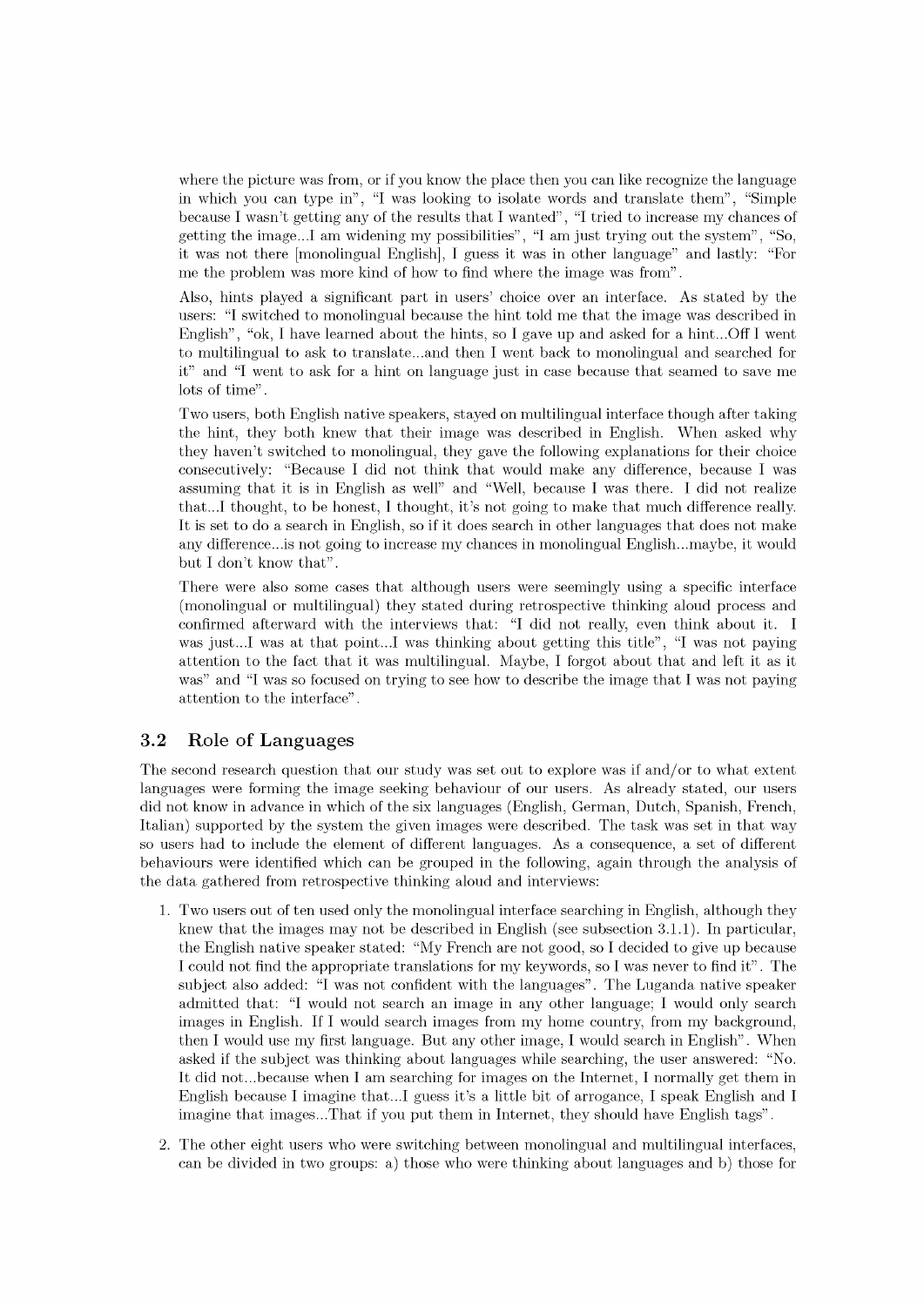where the picture was from, or if you know the place then you can like recognize the language in which you can type in", "I was looking to isolate words and translate them", "Simple because I wasn't getting any of the results that I wanted", "I tried to increase my chances of getting the image...I am widening my possibilities", "I am just trying out the system", "So, it was not there [monolingual English], I guess it was in other language" and lastly: "For me the problem was more kind of how to find where the image was from".

Also, hints played a significant part in users' choice over an interface. As stated by the users: "I switched to monolingual because the hint told me that the image was described in English", "ok, I have learned about the hints, so I gave up and asked for a hint...Off I went to multilingual to ask to translate...and then I went back to monolingual and searched for it" and "I went to ask for a hint on language just in case because that seamed to save me lots of time".

Two users, both English native speakers, stayed on multilingual interface though after taking the hint, they both knew that their image was described in English. When asked why they haven't switched to monolingual, they gave the following explanations for their choice consecutively: "Because I did not think that would make any difference, because I was assuming that it is in English as well" and "Well, because I was there. I did not realize that...I thought, to be honest, I thought, it's not going to make that much difference really. It is set to do a search in English, so if it does search in other languages that does not make any difference...is not going to increase my chances in monolingual English...maybe, it would but I don't know that".

There were also some cases that although users were seemingly using a specific interface (monolingual or multilingual) they stated during retrospective thinking aloud process and confirmed afterward with the interviews that: "I did not really, even think about it. I was just...I was at that point...I was thinking about getting this title", "I was not paying attention to the fact that it was multilingual. Maybe, I forgot about that and left it as it was" and "I was so focused on trying to see how to describe the image that I was not paying attention to the interface".

## 3.2 Role of Languages

The second research question that our study was set out to explore was if and/or to what extent languages were forming the image seeking behaviour of our users. As already stated, our users did not know in advance in which of the six languages (English, German, Dutch, Spanish, French, Italian) supported by the system the given images were described. The task was set in that way so users had to include the element of different languages. As a consequence, a set of different behaviours were identified which can be grouped in the following, again through the analysis of the data gathered from retrospective thinking aloud and interviews:

1. Two users out of ten used only the monolingual interface searching in English, although they knew that the images may not be described in English (see subsection 3.1.1). In particular, the English native speaker stated: "My French are not good, so I decided to give up because I could not find the appropriate translations for my keywords, so I was never to find it". The subject also added: "I was not confident with the languages". The Luganda native speaker admitted that: "I would not search an image in any other language; I would only search images in English. If I would search images from my home country, from my background, then I would use my first language. But any other image, I would search in English". When asked if the subject was thinking about languages while searching, the user answered: "No. It did not...because when I am searching for images on the Internet, I normally get them in English because I imagine that...I guess it's a little bit of arrogance, I speak English and I imagine that images...That if you put them in Internet, they should have English tags".

2. The other eight users who were switching between monolingual and multilingual interfaces, can be divided in two groups: a) those who were thinking about languages and b) those for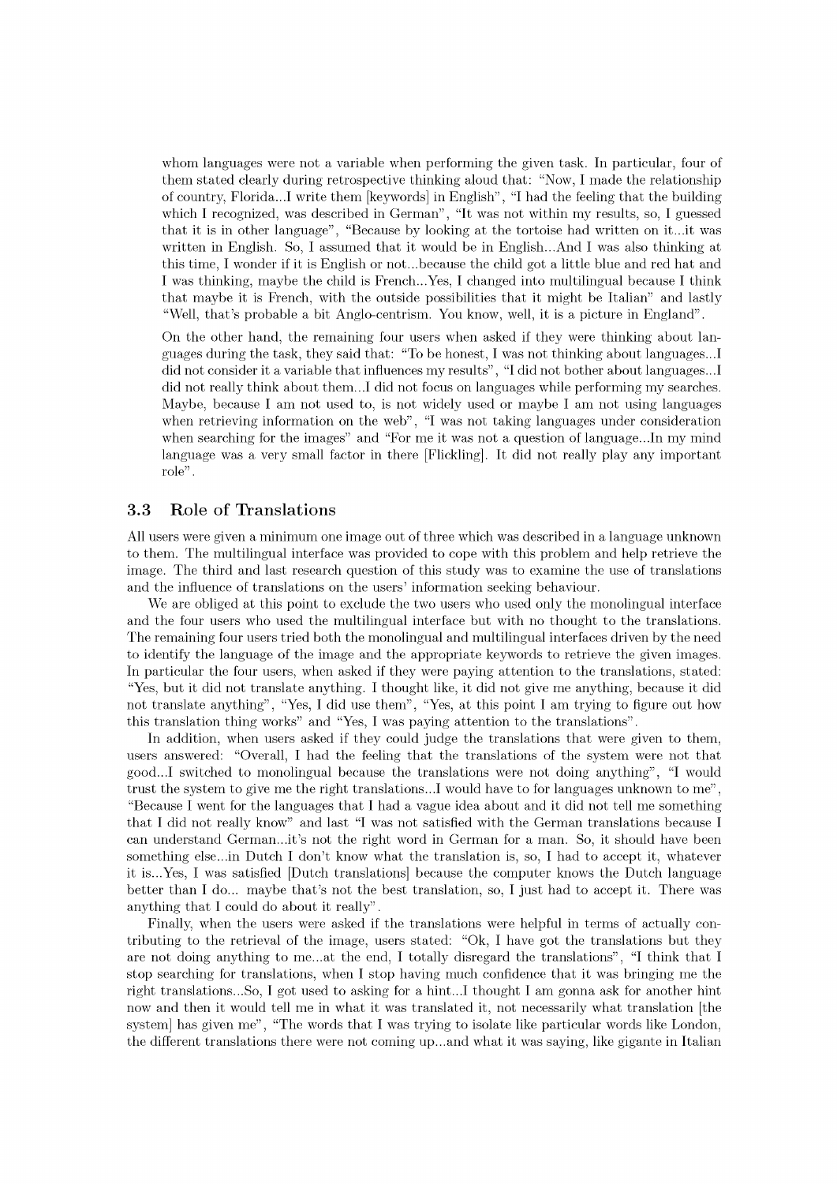whom languages were not a variable when performing the given task. In particular, four of them stated clearly during retrospective thinking aloud that: "Now, I made the relationship of country, Florida...I write them [keywords] in English", "I had the feeling that the building which I recognized, was described in German", "It was not within my results, so, I guessed that it is in other language", "Because by looking at the tortoise had written on it...it was written in English. So, I assumed that it would be in English...And I was also thinking at this time, I wonder if it is English or not...because the child got a little blue and red hat and I was thinking, maybe the child is French...Yes, I changed into multilingual because I think that maybe it is French, with the outside possibilities that it might be Italian" and lastly "Well, that's probable a bit Anglo-centrism. You know, well, it is a picture in England".

On the other hand, the remaining four users when asked if they were thinking about languages during the task, they said that: "To be honest, I was not thinking about languages...I did not consider it a variable that influences my results", "I did not bother about languages...I did not really think about them...I did not focus on languages while performing my searches. Maybe, because I am not used to, is not widely used or maybe I am not using languages when retrieving information on the web", "I was not taking languages under consideration when searching for the images" and "For me it was not a question of language...In my mind language was a very small factor in there [Flickling]. It did not really play any important role".

### 3.3 Role of Translations

All users were given a minimum one image out of three which was described in a language unknown to them. The multilingual interface was provided to cope with this problem and help retrieve the image. The third and last research question of this study was to examine the use of translations and the influence of translations on the users' information seeking behaviour.

We are obliged at this point to exclude the two users who used only the monolingual interface and the four users who used the multilingual interface but with no thought to the translations. The remaining four users tried both the monolingual and multilingual interfaces driven by the need to identify the language of the image and the appropriate keywords to retrieve the given images. In particular the four users, when asked if they were paying attention to the translations, stated: "Yes, but it did not translate anything. I thought like, it did not give me anything, because it did not translate anything", "Yes, I did use them", "Yes, at this point I am trying to figure out how this translation thing works" and "Yes, I was paying attention to the translations".

In addition, when users asked if they could judge the translations that were given to them, users answered: "Overall, I had the feeling that the translations of the system were not that good...I switched to monolingual because the translations were not doing anything", "I would trust the system to give me the right translations...I would have to for languages unknown to me", "Because I went for the languages that I had a vague idea about and it did not tell me something that I did not really know" and last "I was not satisfied with the German translations because I can understand German...it's not the right word in German for a man. So, it should have been something else...in Dutch I don't know what the translation is, so, I had to accept it, whatever it is...Yes, I was satisfied [Dutch translations] because the computer knows the Dutch language better than I do... maybe that's not the best translation, so, I just had to accept it. There was anything that I could do about it really".

Finally, when the users were asked if the translations were helpful in terms of actually contributing to the retrieval of the image, users stated: "Ok, I have got the translations but they are not doing anything to me...at the end, I totally disregard the translations", "I think that I stop searching for translations, when I stop having much confidence that it was bringing me the right translations...So, I got used to asking for a hint...I thought I am gonna ask for another hint now and then it would tell me in what it was translated it, not necessarily what translation [the system] has given me", "The words that I was trying to isolate like particular words like London, the different translations there were not coming up...and what it was saying, like gigante in Italian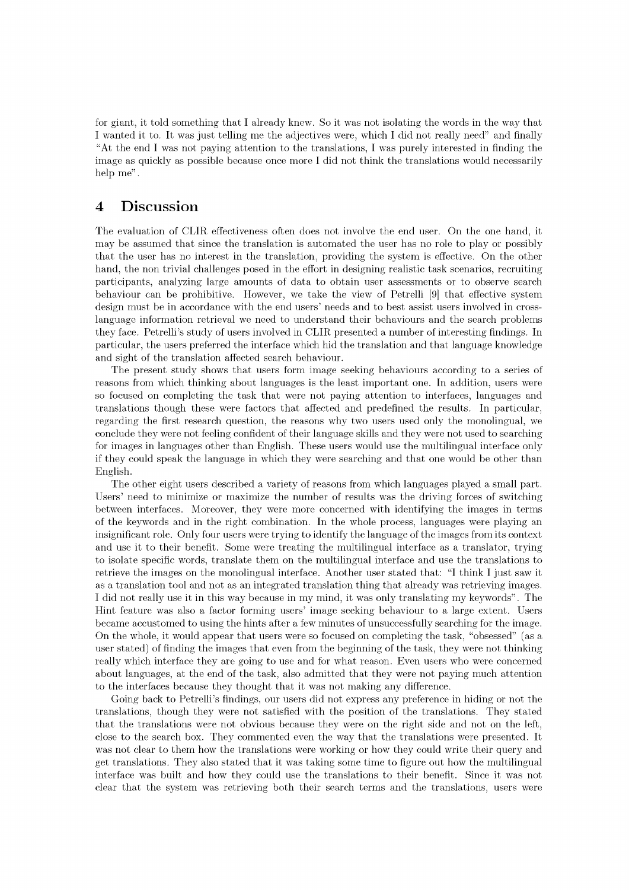for giant, it told something that I already knew. So it was not isolating the words in the way that I wanted it to. It was just telling me the adjectives were, which I did not really need" and finally "At the end I was not paying attention to the translations, I was purely interested in finding the image as quickly as possible because once more I did not think the translations would necessarily help me".

## 4 Discussion

The evaluation of CLIR effectiveness often does not involve the end user. On the one hand, it may be assumed that since the translation is automated the user has no role to play or possibly that the user has no interest in the translation, providing the system is effective. On the other hand, the non trivial challenges posed in the effort in designing realistic task scenarios, recruiting participants, analyzing large amounts of data to obtain user assessments or to observe search behaviour can be prohibitive. However, we take the view of Petrelli [9] that effective system design must be in accordance with the end users' needs and to best assist users involved in cross-language information retrieval we need to understand their behaviours and the search problems they face. Petrelli's study of users involved in CLIR presented a number of interesting findings. In particular, the users preferred the interface which hid the translation and that language knowledge and sight of the translation affected search behaviour.

The present study shows that users form image seeking behaviours according to a series of reasons from which thinking about languages is the least important one. In addition, users were so focused on completing the task that were not paying attention to interfaces, languages and translations though these were factors that affected and predefined the results. In particular, regarding the first research question, the reasons why two users used only the monolingual, we conclude they were not feeling confident of their language skills and they were not used to searching for images in languages other than English. These users would use the multilingual interface only if they could speak the language in which they were searching and that one would be other than English.

The other eight users described a variety of reasons from which languages played a small part. Users' need to minimize or maximize the number of results was the driving forces of switching between interfaces. Moreover, they were more concerned with identifying the images in terms of the keywords and in the right combination. In the whole process, languages were playing an insignificant role. Only four users were trying to identify the language of the images from its context and use it to their benefit. Some were treating the multilingual interface as a translator, trying to isolate specific words, translate them on the multilingual interface and use the translations to retrieve the images on the monolingual interface. Another user stated that: "I think I just saw it as a translation tool and not as an integrated translation thing that already was retrieving images. I did not really use it in this way because in my mind, it was only translating my keywords". The Hint feature was also a factor forming users' image seeking behaviour to a large extent. Users became accustomed to using the hints after a few minutes of unsuccessfully searching for the image. On the whole, it would appear that users were so focused on completing the task, "obsessed" (as a user stated) of finding the images that even from the beginning of the task, they were not thinking really which interface they are going to use and for what reason. Even users who were concerned about languages, at the end of the task, also admitted that they were not paying much attention to the interfaces because they thought that it was not making any difference.

Going back to Petrelli's findings, our users did not express any preference in hiding or not the translations, though they were not satisfied with the position of the translations. They stated that the translations were not obvious because they were on the right side and not on the left, close to the search box. They commented even the way that the translations were presented. It was not clear to them how the translations were working or how they could write their query and get translations. They also stated that it was taking some time to figure out how the multilingual interface was built and how they could use the translations to their benefit. Since it was not clear that the system was retrieving both their search terms and the translations, users were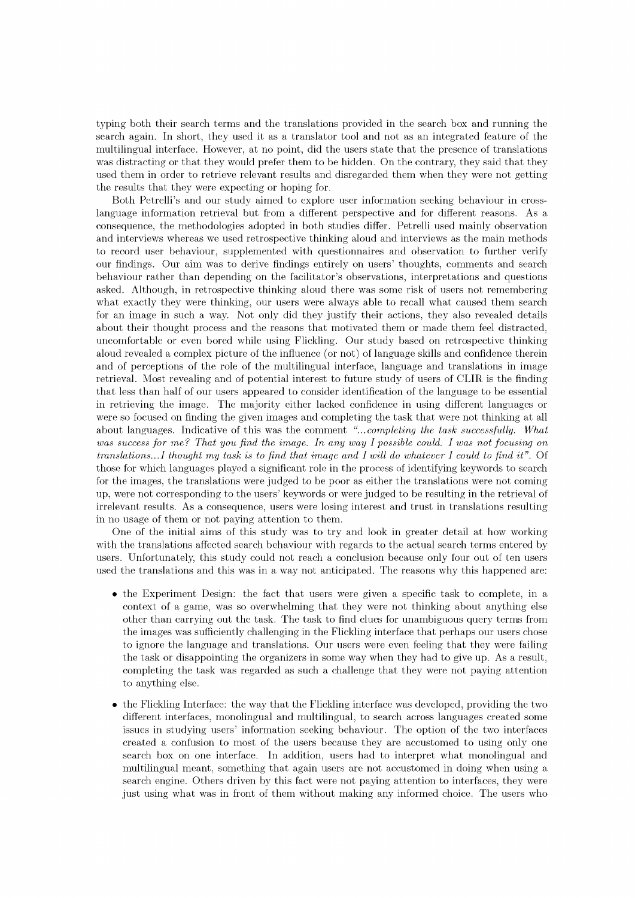typing both their search terms and the translations provided in the search box and running the search again. In short, they used it as a translator tool and not as an integrated feature of the multilingual interface. However, at no point, did the users state that the presence of translations was distracting or that they would prefer them to be hidden. On the contrary, they said that they used them in order to retrieve relevant results and disregarded them when they were not getting the results that they were expecting or hoping for.

Both Petrelli's and our study aimed to explore user information seeking behaviour in cross-language information retrieval but from a different perspective and for different reasons. As a consequence, the methodologies adopted in both studies differ. Petrelli used mainly observation and interviews whereas we used retrospective thinking aloud and interviews as the main methods to record user behaviour, supplemented with questionnaires and observation to further verify our findings. Our aim was to derive findings entirely on users' thoughts, comments and search behaviour rather than depending on the facilitator's observations, interpretations and questions asked. Although, in retrospective thinking aloud there was some risk of users not remembering what exactly they were thinking, our users were always able to recall what caused them search for an image in such a way. Not only did they justify their actions, they also revealed details about their thought process and the reasons that motivated them or made them feel distracted, uncomfortable or even bored while using Flickling. Our study based on retrospective thinking aloud revealed a complex picture of the influence (or not) of language skills and confidence therein and of perceptions of the role of the multilingual interface, language and translations in image retrieval. Most revealing and of potential interest to future study of users of CLIR is the finding that less than half of our users appeared to consider identification of the language to be essential in retrieving the image. The majority either lacked confidence in using different languages or were so focused on finding the given images and completing the task that were not thinking at all about languages. Indicative of this was the comment *"...completing the task successfully. What was success for me? That you find the image. In any way I possible could. I was not focusing on translations...I thought my task is to find that image and I will do whatever I could to find it"*. Of those for which languages played a significant role in the process of identifying keywords to search for the images, the translations were judged to be poor as either the translations were not coming up, were not corresponding to the users' keywords or were judged to be resulting in the retrieval of irrelevant results. As a consequence, users were losing interest and trust in translations resulting in no usage of them or not paying attention to them.

One of the initial aims of this study was to try and look in greater detail at how working with the translations affected search behaviour with regards to the actual search terms entered by users. Unfortunately, this study could not reach a conclusion because only four out of ten users used the translations and this was in a way not anticipated. The reasons why this happened are:

- the Experiment Design: the fact that users were given a specific task to complete, in a context of a game, was so overwhelming that they were not thinking about anything else other than carrying out the task. The task to find clues for unambiguous query terms from the images was sufficiently challenging in the Flickling interface that perhaps our users chose to ignore the language and translations. Our users were even feeling that they were failing the task or disappointing the organizers in some way when they had to give up. As a result, completing the task was regarded as such a challenge that they were not paying attention to anything else.
- the Flickling Interface: the way that the Flickling interface was developed, providing the two different interfaces, monolingual and multilingual, to search across languages created some issues in studying users' information seeking behaviour. The option of the two interfaces created a confusion to most of the users because they are accustomed to using only one search box on one interface. In addition, users had to interpret what monolingual and multilingual meant, something that again users are not accustomed in doing when using a search engine. Others driven by this fact were not paying attention to interfaces, they were just using what was in front of them without making any informed choice. The users who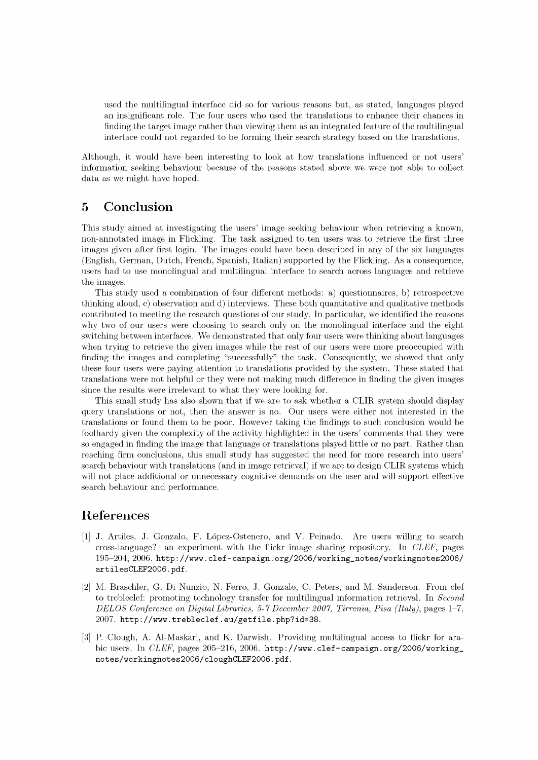used the multilingual interface did so for various reasons but, as stated, languages played an insignificant role. The four users who used the translations to enhance their chances in finding the target image rather than viewing them as an integrated feature of the multilingual interface could not regarded to be forming their search strategy based on the translations.

Although, it would have been interesting to look at how translations influenced or not users' information seeking behaviour because of the reasons stated above we were not able to collect data as we might have hoped.

## 5 Conclusion

This study aimed at investigating the users' image seeking behaviour when retrieving a known, non-annotated image in Flickling. The task assigned to ten users was to retrieve the first three images given after first login. The images could have been described in any of the six languages (English, German, Dutch, French, Spanish, Italian) supported by the Flickling. As a consequence, users had to use monolingual and multilingual interface to search across languages and retrieve the images.

This study used a combination of four different methods: a) questionnaires, b) retrospective thinking aloud, c) observation and d) interviews. These both quantitative and qualitative methods contributed to meeting the research questions of our study. In particular, we identified the reasons why two of our users were choosing to search only on the monolingual interface and the eight switching between interfaces. We demonstrated that only four users were thinking about languages when trying to retrieve the given images while the rest of our users were more preoccupied with finding the images and completing "successfully" the task. Consequently, we showed that only these four users were paying attention to translations provided by the system. These stated that translations were not helpful or they were not making much difference in finding the given images since the results were irrelevant to what they were looking for.

This small study has also shown that if we are to ask whether a CLIR system should display query translations or not, then the answer is no. Our users were either not interested in the translations or found them to be poor. However taking the findings to such conclusion would be foolhardy given the complexity of the activity highlighted in the users' comments that they were so engaged in finding the image that language or translations played little or no part. Rather than reaching firm conclusions, this small study has suggested the need for more research into users' search behaviour with translations (and in image retrieval) if we are to design CLIR systems which will not place additional or unnecessary cognitive demands on the user and will support effective search behaviour and performance.

## References

[1] J. Artiles, J. Gonzalo, F. López-Ostenero, and V. Peinado. Are users willing to search cross-language? an experiment with the flickr image sharing repository. In *CLEF*, pages 195–204, 2006. `http://www.clef-campaign.org/2006/working_notes/workingnotes2006/artilesCLEF2006.pdf`.

[2] M. Braschler, G. Di Nunzio, N. Ferro, J. Gonzalo, C. Peters, and M. Sanderson. From clef to trebleclef: promoting technology transfer for multilingual information retrieval. In *Second DELOS Conference on Digital Libraries, 5-7 December 2007, Tirrenia, Pisa (Italy)*, pages 1–7, 2007. `http://www.trebleclef.eu/getfile.php?id=38`.

[3] P. Clough, A. Al-Maskari, and K. Darwish. Providing multilingual access to flickr for arabic users. In *CLEF*, pages 205–216, 2006. `http://www.clef-campaign.org/2006/working_notes/workingnotes2006/cloughCLEF2006.pdf`.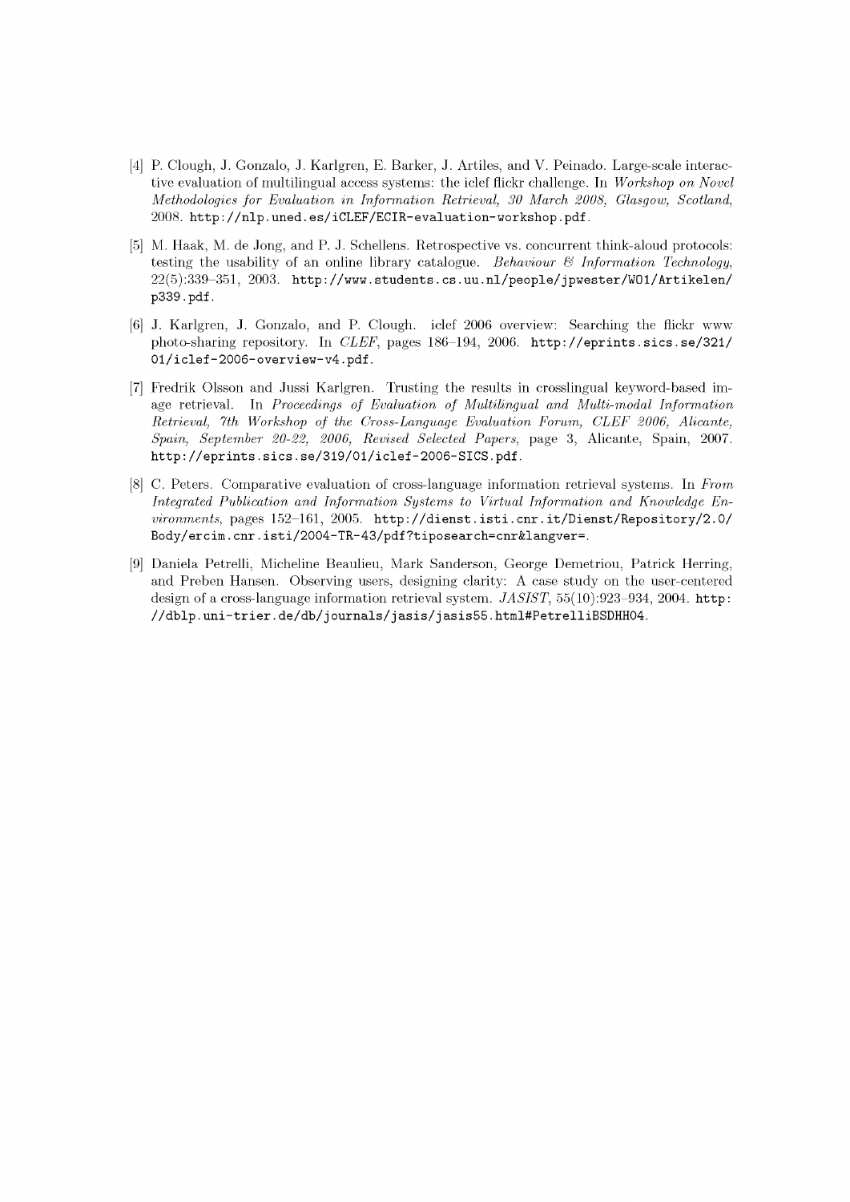[4] P. Clough, J. Gonzalo, J. Karlgren, E. Barker, J. Artiles, and V. Peinado. Large-scale interactive evaluation of multilingual access systems: the iclef flickr challenge. In *Workshop on Novel Methodologies for Evaluation in Information Retrieval, 30 March 2008, Glasgow, Scotland*, 2008. `http://nlp.uned.es/iCLEF/ECIR-evaluation-workshop.pdf`.

[5] M. Haak, M. de Jong, and P. J. Schellens. Retrospective vs. concurrent think-aloud protocols: testing the usability of an online library catalogue. *Behaviour & Information Technology*, 22(5):339–351, 2003. `http://www.students.cs.uu.nl/people/jpwester/WO1/Artikelen/p339.pdf`.

[6] J. Karlgren, J. Gonzalo, and P. Clough. iclef 2006 overview: Searching the flickr www photo-sharing repository. In *CLEF*, pages 186–194, 2006. `http://eprints.sics.se/321/01/iclef-2006-overview-v4.pdf`.

[7] Fredrik Olsson and Jussi Karlgren. Trusting the results in crosslingual keyword-based image retrieval. In *Proceedings of Evaluation of Multilingual and Multi-modal Information Retrieval, 7th Workshop of the Cross-Language Evaluation Forum, CLEF 2006, Alicante, Spain, September 20-22, 2006, Revised Selected Papers*, page 3, Alicante, Spain, 2007. `http://eprints.sics.se/319/01/iclef-2006-SICS.pdf`.

[8] C. Peters. Comparative evaluation of cross-language information retrieval systems. In *From Integrated Publication and Information Systems to Virtual Information and Knowledge Environments*, pages 152–161, 2005. `http://dienst.isti.cnr.it/Dienst/Repository/2.0/Body/ercim.cnr.isti/2004-TR-43/pdf?tiposearch=cnr&langver=`.

[9] Daniela Petrelli, Micheline Beaulieu, Mark Sanderson, George Demetriou, Patrick Herring, and Preben Hansen. Observing users, designing clarity: A case study on the user-centered design of a cross-language information retrieval system. *JASIST*, 55(10):923–934, 2004. `http://dblp.uni-trier.de/db/journals/jasis/jasis55.html#PetrelliBSDHH04`.